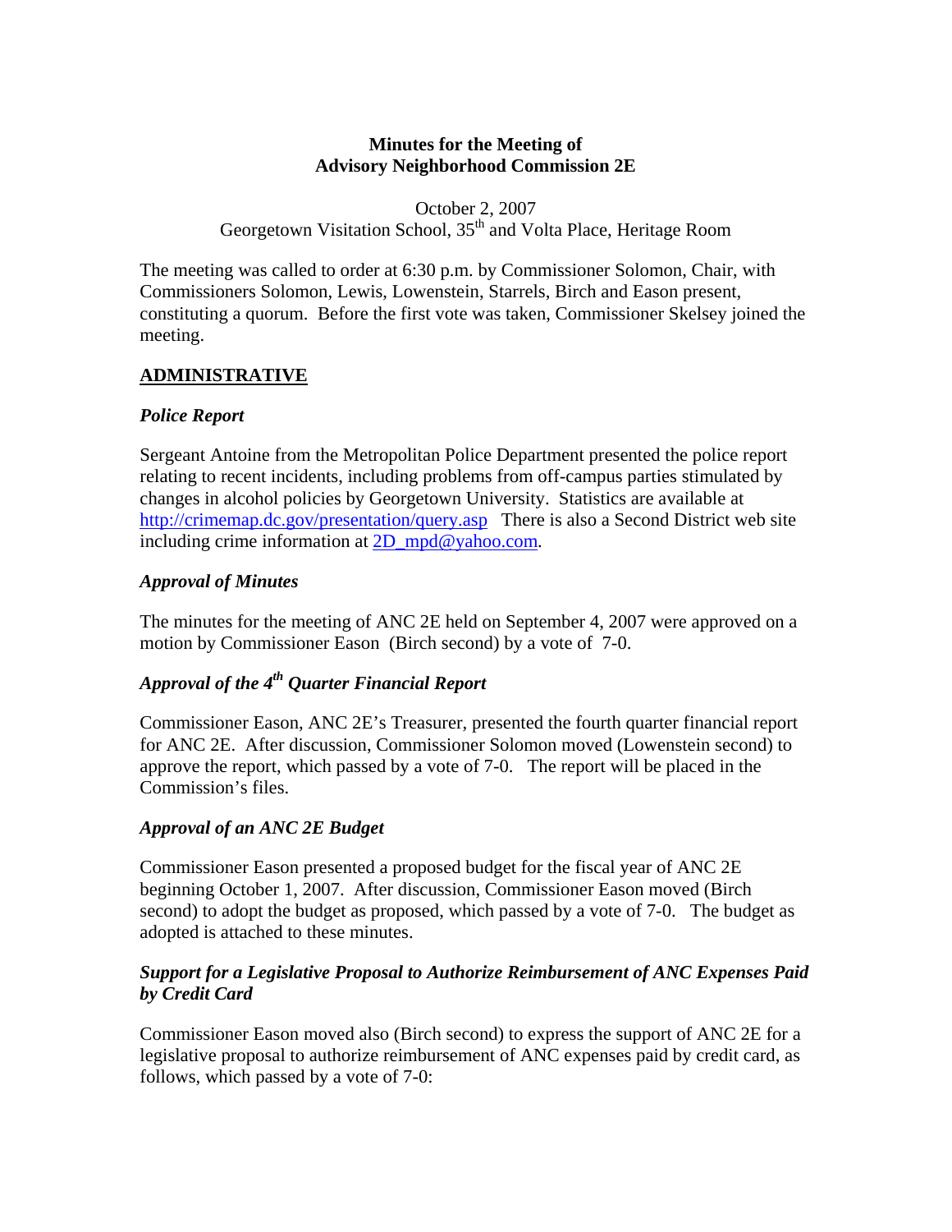**Minutes for the Meeting of**
**Advisory Neighborhood Commission 2E**

October 2, 2007
Georgetown Visitation School, 35th and Volta Place, Heritage Room

The meeting was called to order at 6:30 p.m. by Commissioner Solomon, Chair, with Commissioners Solomon, Lewis, Lowenstein, Starrels, Birch and Eason present, constituting a quorum. Before the first vote was taken, Commissioner Skelsey joined the meeting.

## ADMINISTRATIVE

### *Police Report*

Sergeant Antoine from the Metropolitan Police Department presented the police report relating to recent incidents, including problems from off-campus parties stimulated by changes in alcohol policies by Georgetown University. Statistics are available at http://crimemap.dc.gov/presentation/query.asp There is also a Second District web site including crime information at 2D_mpd@yahoo.com.

### *Approval of Minutes*

The minutes for the meeting of ANC 2E held on September 4, 2007 were approved on a motion by Commissioner Eason (Birch second) by a vote of 7-0.

### *Approval of the 4th Quarter Financial Report*

Commissioner Eason, ANC 2E's Treasurer, presented the fourth quarter financial report for ANC 2E. After discussion, Commissioner Solomon moved (Lowenstein second) to approve the report, which passed by a vote of 7-0. The report will be placed in the Commission's files.

### *Approval of an ANC 2E Budget*

Commissioner Eason presented a proposed budget for the fiscal year of ANC 2E beginning October 1, 2007. After discussion, Commissioner Eason moved (Birch second) to adopt the budget as proposed, which passed by a vote of 7-0. The budget as adopted is attached to these minutes.

### *Support for a Legislative Proposal to Authorize Reimbursement of ANC Expenses Paid by Credit Card*

Commissioner Eason moved also (Birch second) to express the support of ANC 2E for a legislative proposal to authorize reimbursement of ANC expenses paid by credit card, as follows, which passed by a vote of 7-0: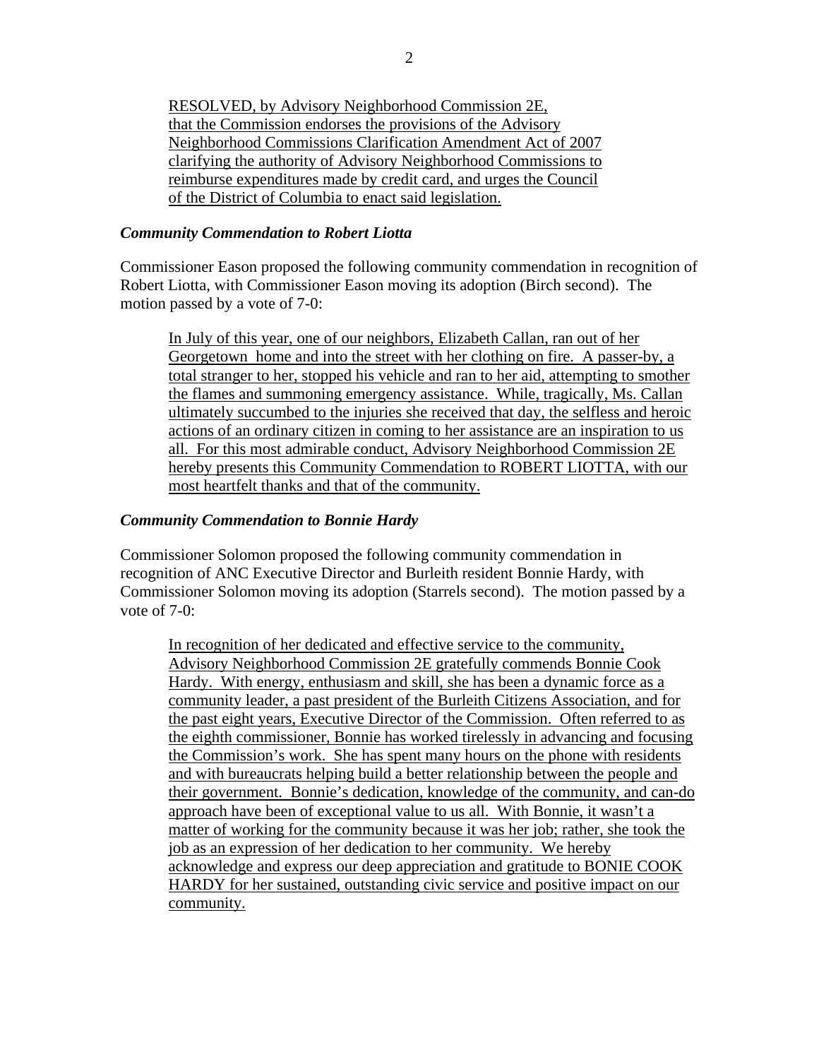RESOLVED, by Advisory Neighborhood Commission 2E, that the Commission endorses the provisions of the Advisory Neighborhood Commissions Clarification Amendment Act of 2007 clarifying the authority of Advisory Neighborhood Commissions to reimburse expenditures made by credit card, and urges the Council of the District of Columbia to enact said legislation.

***Community Commendation to Robert Liotta***

Commissioner Eason proposed the following community commendation in recognition of Robert Liotta, with Commissioner Eason moving its adoption (Birch second). The motion passed by a vote of 7-0:

In July of this year, one of our neighbors, Elizabeth Callan, ran out of her Georgetown home and into the street with her clothing on fire. A passer-by, a total stranger to her, stopped his vehicle and ran to her aid, attempting to smother the flames and summoning emergency assistance. While, tragically, Ms. Callan ultimately succumbed to the injuries she received that day, the selfless and heroic actions of an ordinary citizen in coming to her assistance are an inspiration to us all. For this most admirable conduct, Advisory Neighborhood Commission 2E hereby presents this Community Commendation to ROBERT LIOTTA, with our most heartfelt thanks and that of the community.

***Community Commendation to Bonnie Hardy***

Commissioner Solomon proposed the following community commendation in recognition of ANC Executive Director and Burleith resident Bonnie Hardy, with Commissioner Solomon moving its adoption (Starrels second). The motion passed by a vote of 7-0:

In recognition of her dedicated and effective service to the community, Advisory Neighborhood Commission 2E gratefully commends Bonnie Cook Hardy. With energy, enthusiasm and skill, she has been a dynamic force as a community leader, a past president of the Burleith Citizens Association, and for the past eight years, Executive Director of the Commission. Often referred to as the eighth commissioner, Bonnie has worked tirelessly in advancing and focusing the Commission's work. She has spent many hours on the phone with residents and with bureaucrats helping build a better relationship between the people and their government. Bonnie's dedication, knowledge of the community, and can-do approach have been of exceptional value to us all. With Bonnie, it wasn't a matter of working for the community because it was her job; rather, she took the job as an expression of her dedication to her community. We hereby acknowledge and express our deep appreciation and gratitude to BONIE COOK HARDY for her sustained, outstanding civic service and positive impact on our community.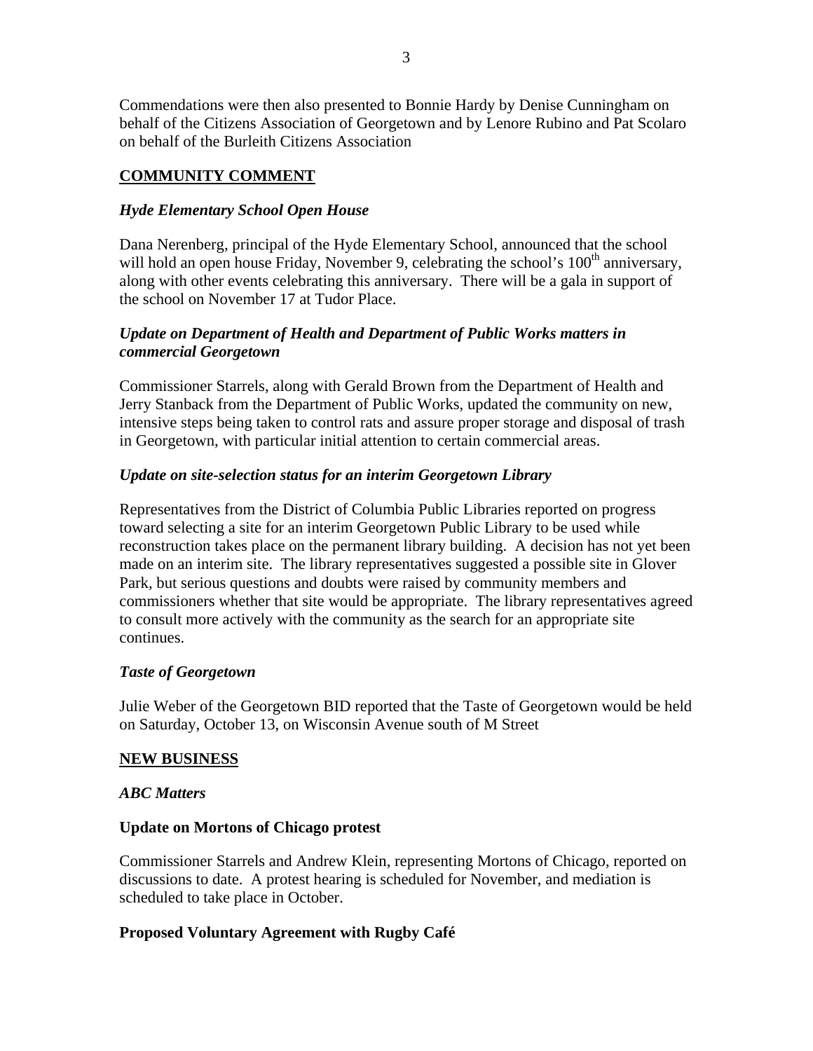Commendations were then also presented to Bonnie Hardy by Denise Cunningham on behalf of the Citizens Association of Georgetown and by Lenore Rubino and Pat Scolaro on behalf of the Burleith Citizens Association

## COMMUNITY COMMENT

### *Hyde Elementary School Open House*

Dana Nerenberg, principal of the Hyde Elementary School, announced that the school will hold an open house Friday, November 9, celebrating the school's 100th anniversary, along with other events celebrating this anniversary. There will be a gala in support of the school on November 17 at Tudor Place.

### *Update on Department of Health and Department of Public Works matters in commercial Georgetown*

Commissioner Starrels, along with Gerald Brown from the Department of Health and Jerry Stanback from the Department of Public Works, updated the community on new, intensive steps being taken to control rats and assure proper storage and disposal of trash in Georgetown, with particular initial attention to certain commercial areas.

### *Update on site-selection status for an interim Georgetown Library*

Representatives from the District of Columbia Public Libraries reported on progress toward selecting a site for an interim Georgetown Public Library to be used while reconstruction takes place on the permanent library building. A decision has not yet been made on an interim site. The library representatives suggested a possible site in Glover Park, but serious questions and doubts were raised by community members and commissioners whether that site would be appropriate. The library representatives agreed to consult more actively with the community as the search for an appropriate site continues.

### *Taste of Georgetown*

Julie Weber of the Georgetown BID reported that the Taste of Georgetown would be held on Saturday, October 13, on Wisconsin Avenue south of M Street

## NEW BUSINESS

### *ABC Matters*

**Update on Mortons of Chicago protest**

Commissioner Starrels and Andrew Klein, representing Mortons of Chicago, reported on discussions to date. A protest hearing is scheduled for November, and mediation is scheduled to take place in October.

**Proposed Voluntary Agreement with Rugby Café**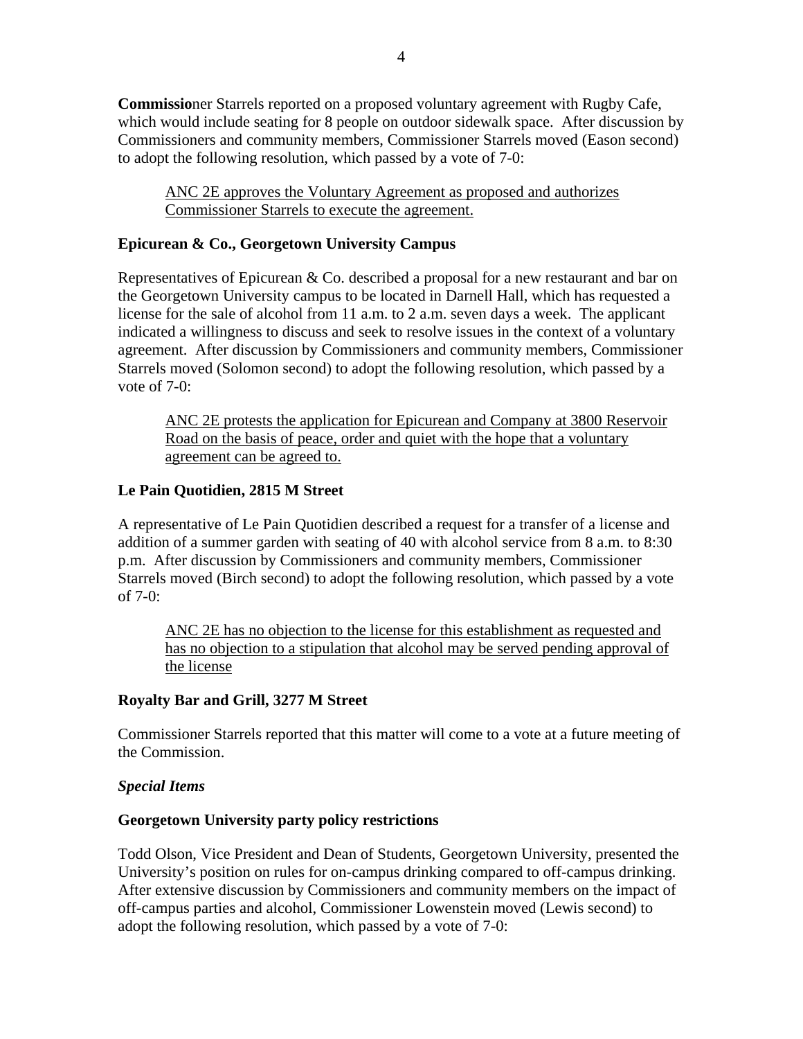**Commissio**ner Starrels reported on a proposed voluntary agreement with Rugby Cafe, which would include seating for 8 people on outdoor sidewalk space. After discussion by Commissioners and community members, Commissioner Starrels moved (Eason second) to adopt the following resolution, which passed by a vote of 7-0:

> <u>ANC 2E approves the Voluntary Agreement as proposed and authorizes Commissioner Starrels to execute the agreement.</u>

**Epicurean & Co., Georgetown University Campus**

Representatives of Epicurean & Co. described a proposal for a new restaurant and bar on the Georgetown University campus to be located in Darnell Hall, which has requested a license for the sale of alcohol from 11 a.m. to 2 a.m. seven days a week. The applicant indicated a willingness to discuss and seek to resolve issues in the context of a voluntary agreement. After discussion by Commissioners and community members, Commissioner Starrels moved (Solomon second) to adopt the following resolution, which passed by a vote of 7-0:

> <u>ANC 2E protests the application for Epicurean and Company at 3800 Reservoir Road on the basis of peace, order and quiet with the hope that a voluntary agreement can be agreed to.</u>

**Le Pain Quotidien, 2815 M Street**

A representative of Le Pain Quotidien described a request for a transfer of a license and addition of a summer garden with seating of 40 with alcohol service from 8 a.m. to 8:30 p.m. After discussion by Commissioners and community members, Commissioner Starrels moved (Birch second) to adopt the following resolution, which passed by a vote of 7-0:

> <u>ANC 2E has no objection to the license for this establishment as requested and has no objection to a stipulation that alcohol may be served pending approval of the license</u>

**Royalty Bar and Grill, 3277 M Street**

Commissioner Starrels reported that this matter will come to a vote at a future meeting of the Commission.

***Special Items***

**Georgetown University party policy restrictions**

Todd Olson, Vice President and Dean of Students, Georgetown University, presented the University's position on rules for on-campus drinking compared to off-campus drinking. After extensive discussion by Commissioners and community members on the impact of off-campus parties and alcohol, Commissioner Lowenstein moved (Lewis second) to adopt the following resolution, which passed by a vote of 7-0: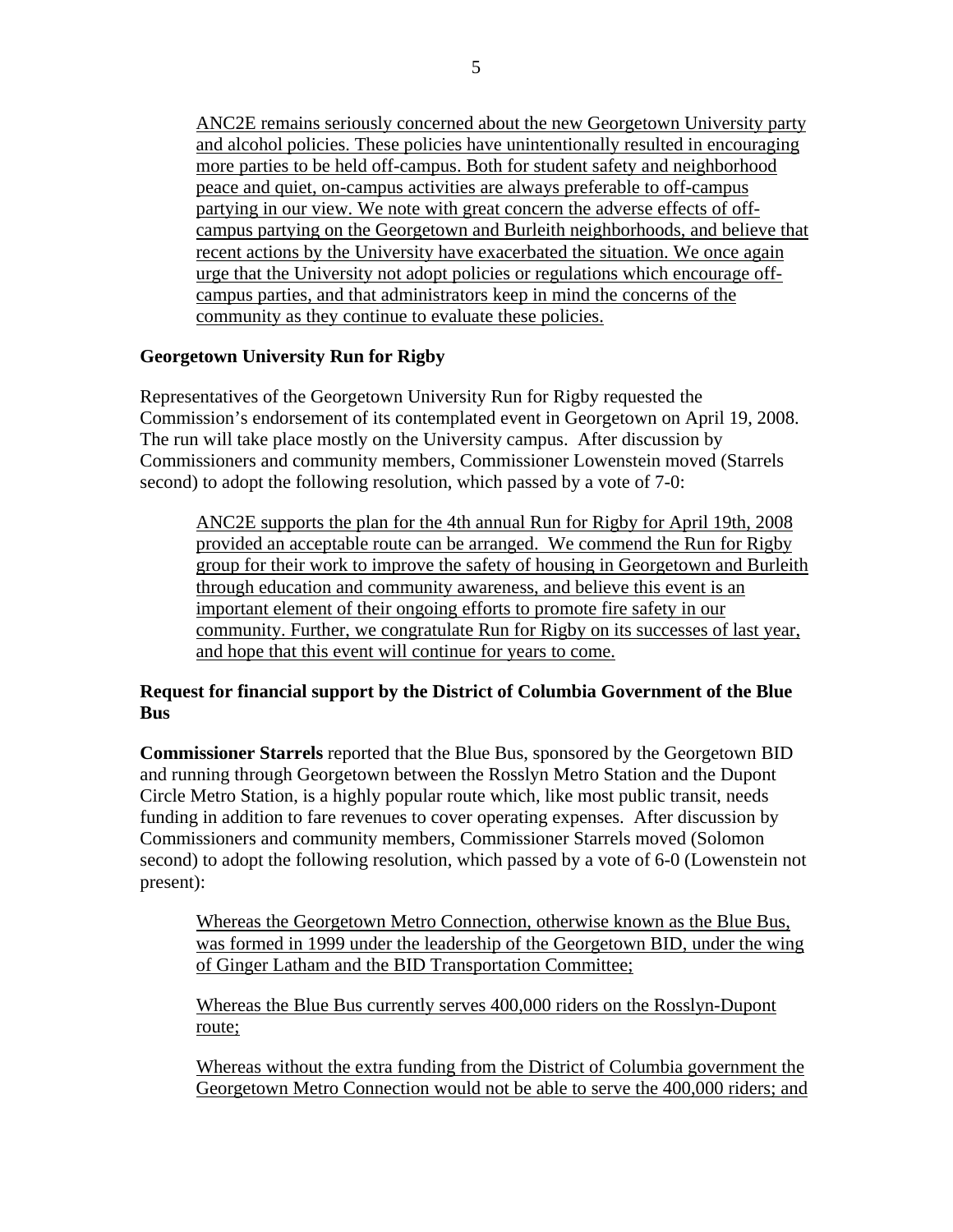ANC2E remains seriously concerned about the new Georgetown University party and alcohol policies. These policies have unintentionally resulted in encouraging more parties to be held off-campus. Both for student safety and neighborhood peace and quiet, on-campus activities are always preferable to off-campus partying in our view. We note with great concern the adverse effects of off-campus partying on the Georgetown and Burleith neighborhoods, and believe that recent actions by the University have exacerbated the situation. We once again urge that the University not adopt policies or regulations which encourage off-campus parties, and that administrators keep in mind the concerns of the community as they continue to evaluate these policies.

**Georgetown University Run for Rigby**

Representatives of the Georgetown University Run for Rigby requested the Commission's endorsement of its contemplated event in Georgetown on April 19, 2008. The run will take place mostly on the University campus. After discussion by Commissioners and community members, Commissioner Lowenstein moved (Starrels second) to adopt the following resolution, which passed by a vote of 7-0:

ANC2E supports the plan for the 4th annual Run for Rigby for April 19th, 2008 provided an acceptable route can be arranged. We commend the Run for Rigby group for their work to improve the safety of housing in Georgetown and Burleith through education and community awareness, and believe this event is an important element of their ongoing efforts to promote fire safety in our community. Further, we congratulate Run for Rigby on its successes of last year, and hope that this event will continue for years to come.

**Request for financial support by the District of Columbia Government of the Blue Bus**

**Commissioner Starrels** reported that the Blue Bus, sponsored by the Georgetown BID and running through Georgetown between the Rosslyn Metro Station and the Dupont Circle Metro Station, is a highly popular route which, like most public transit, needs funding in addition to fare revenues to cover operating expenses. After discussion by Commissioners and community members, Commissioner Starrels moved (Solomon second) to adopt the following resolution, which passed by a vote of 6-0 (Lowenstein not present):

Whereas the Georgetown Metro Connection, otherwise known as the Blue Bus, was formed in 1999 under the leadership of the Georgetown BID, under the wing of Ginger Latham and the BID Transportation Committee;

Whereas the Blue Bus currently serves 400,000 riders on the Rosslyn-Dupont route;

Whereas without the extra funding from the District of Columbia government the Georgetown Metro Connection would not be able to serve the 400,000 riders; and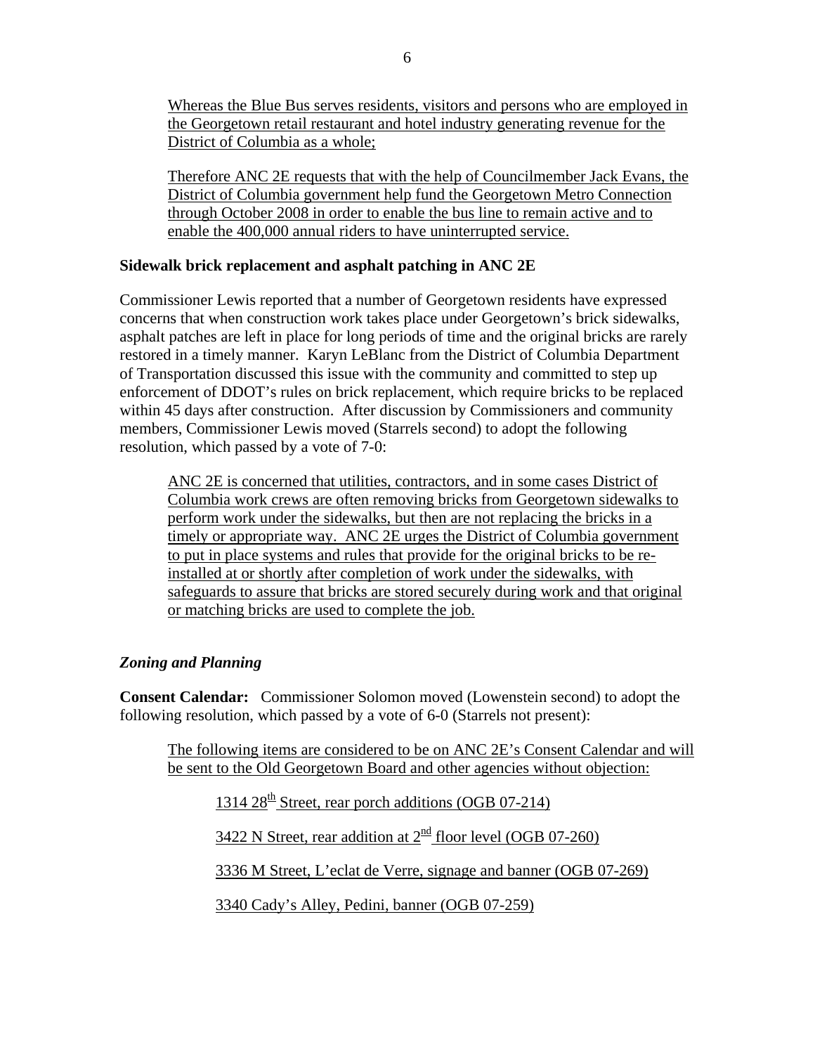Whereas the Blue Bus serves residents, visitors and persons who are employed in the Georgetown retail restaurant and hotel industry generating revenue for the District of Columbia as a whole;

Therefore ANC 2E requests that with the help of Councilmember Jack Evans, the District of Columbia government help fund the Georgetown Metro Connection through October 2008 in order to enable the bus line to remain active and to enable the 400,000 annual riders to have uninterrupted service.

**Sidewalk brick replacement and asphalt patching in ANC 2E**

Commissioner Lewis reported that a number of Georgetown residents have expressed concerns that when construction work takes place under Georgetown's brick sidewalks, asphalt patches are left in place for long periods of time and the original bricks are rarely restored in a timely manner. Karyn LeBlanc from the District of Columbia Department of Transportation discussed this issue with the community and committed to step up enforcement of DDOT's rules on brick replacement, which require bricks to be replaced within 45 days after construction. After discussion by Commissioners and community members, Commissioner Lewis moved (Starrels second) to adopt the following resolution, which passed by a vote of 7-0:

ANC 2E is concerned that utilities, contractors, and in some cases District of Columbia work crews are often removing bricks from Georgetown sidewalks to perform work under the sidewalks, but then are not replacing the bricks in a timely or appropriate way. ANC 2E urges the District of Columbia government to put in place systems and rules that provide for the original bricks to be re-installed at or shortly after completion of work under the sidewalks, with safeguards to assure that bricks are stored securely during work and that original or matching bricks are used to complete the job.

***Zoning and Planning***

**Consent Calendar:** Commissioner Solomon moved (Lowenstein second) to adopt the following resolution, which passed by a vote of 6-0 (Starrels not present):

The following items are considered to be on ANC 2E's Consent Calendar and will be sent to the Old Georgetown Board and other agencies without objection:

1314 28th Street, rear porch additions (OGB 07-214)

3422 N Street, rear addition at 2nd floor level (OGB 07-260)

3336 M Street, L'eclat de Verre, signage and banner (OGB 07-269)

3340 Cady's Alley, Pedini, banner (OGB 07-259)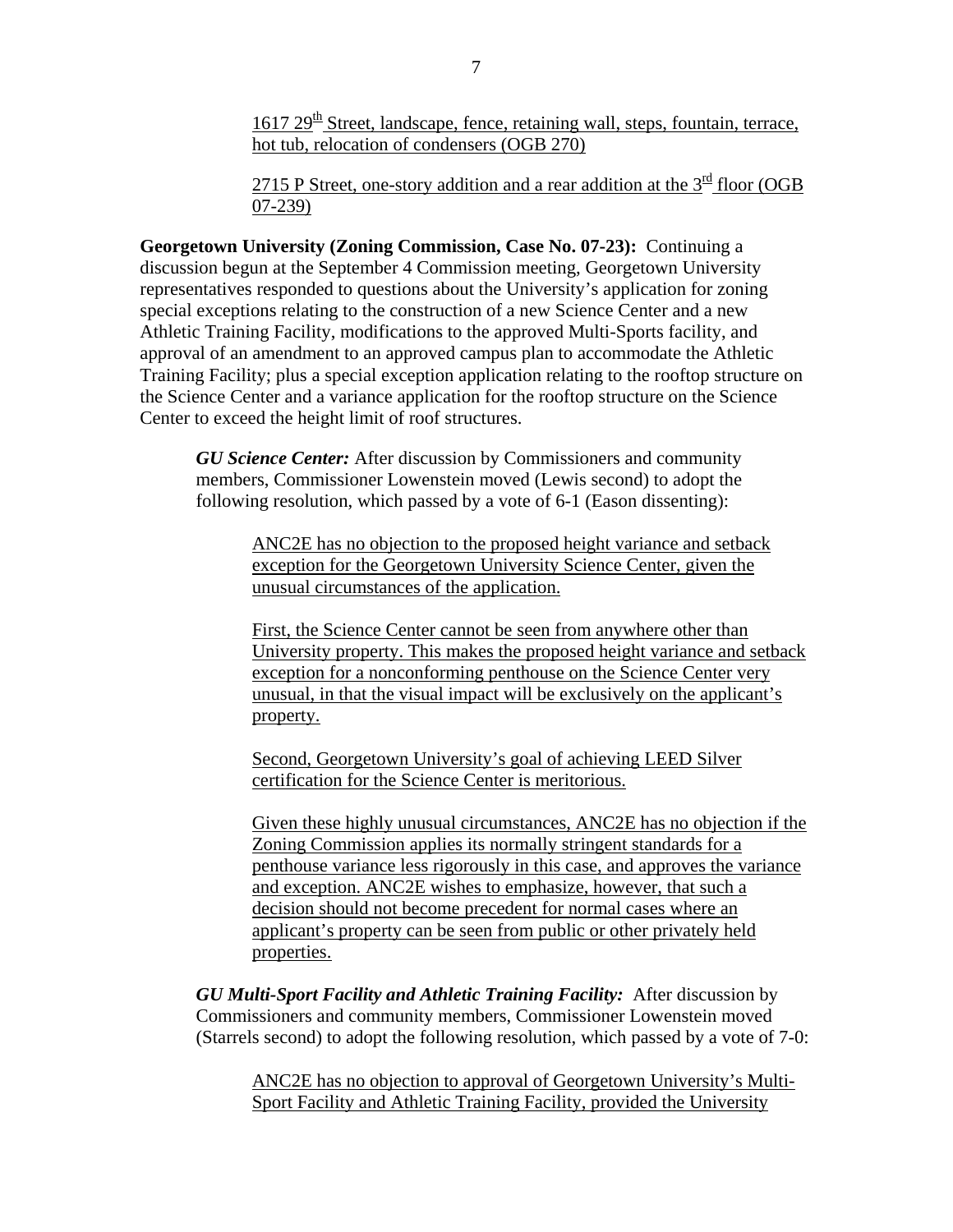1617 29th Street, landscape, fence, retaining wall, steps, fountain, terrace, hot tub, relocation of condensers (OGB 270)

2715 P Street, one-story addition and a rear addition at the 3rd floor (OGB 07-239)

**Georgetown University (Zoning Commission, Case No. 07-23):** Continuing a discussion begun at the September 4 Commission meeting, Georgetown University representatives responded to questions about the University's application for zoning special exceptions relating to the construction of a new Science Center and a new Athletic Training Facility, modifications to the approved Multi-Sports facility, and approval of an amendment to an approved campus plan to accommodate the Athletic Training Facility; plus a special exception application relating to the rooftop structure on the Science Center and a variance application for the rooftop structure on the Science Center to exceed the height limit of roof structures.

***GU Science Center:*** After discussion by Commissioners and community members, Commissioner Lowenstein moved (Lewis second) to adopt the following resolution, which passed by a vote of 6-1 (Eason dissenting):

ANC2E has no objection to the proposed height variance and setback exception for the Georgetown University Science Center, given the unusual circumstances of the application.

First, the Science Center cannot be seen from anywhere other than University property. This makes the proposed height variance and setback exception for a nonconforming penthouse on the Science Center very unusual, in that the visual impact will be exclusively on the applicant's property.

Second, Georgetown University's goal of achieving LEED Silver certification for the Science Center is meritorious.

Given these highly unusual circumstances, ANC2E has no objection if the Zoning Commission applies its normally stringent standards for a penthouse variance less rigorously in this case, and approves the variance and exception. ANC2E wishes to emphasize, however, that such a decision should not become precedent for normal cases where an applicant's property can be seen from public or other privately held properties.

***GU Multi-Sport Facility and Athletic Training Facility:*** After discussion by Commissioners and community members, Commissioner Lowenstein moved (Starrels second) to adopt the following resolution, which passed by a vote of 7-0:

ANC2E has no objection to approval of Georgetown University's Multi-Sport Facility and Athletic Training Facility, provided the University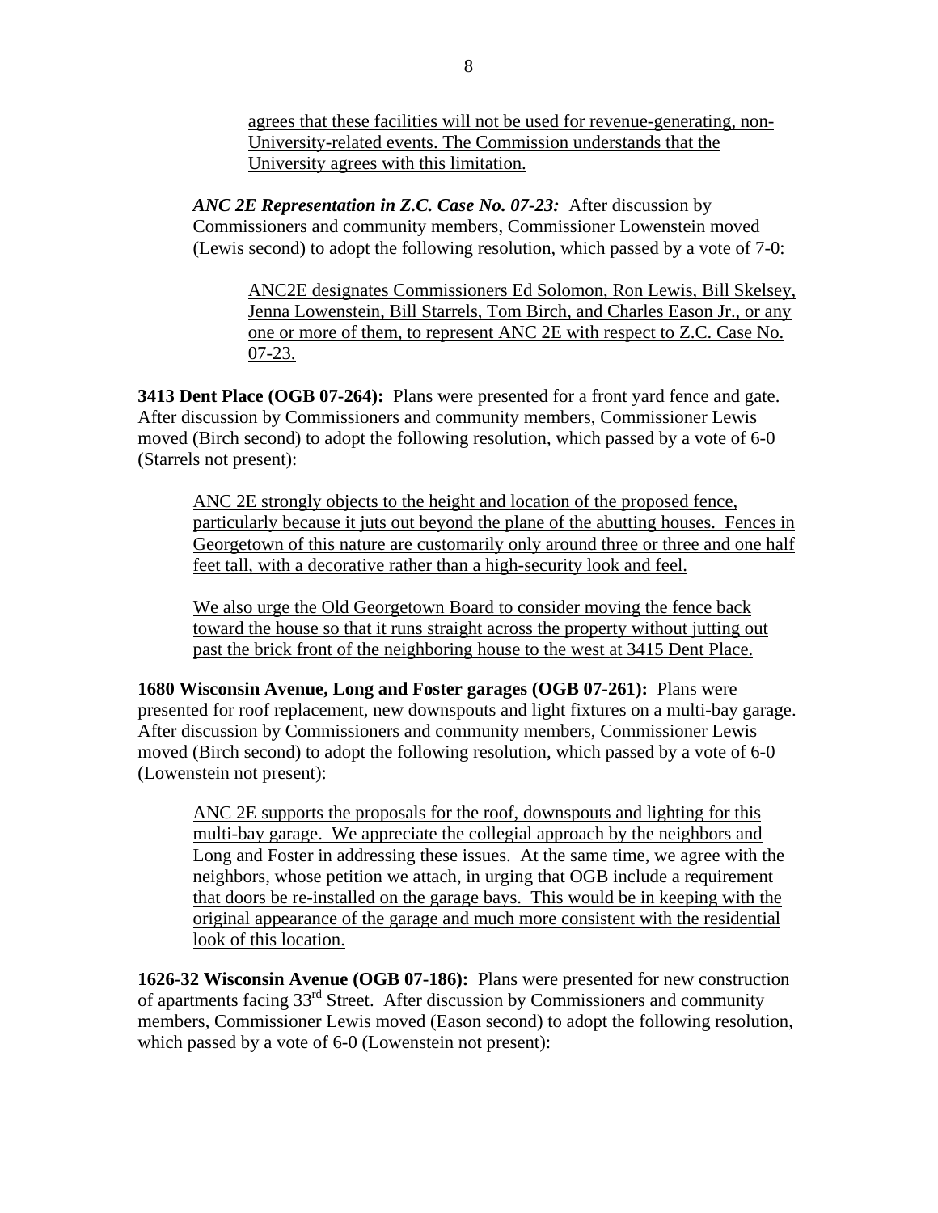agrees that these facilities will not be used for revenue-generating, non-University-related events. The Commission understands that the University agrees with this limitation.

***ANC 2E Representation in Z.C. Case No. 07-23:*** After discussion by Commissioners and community members, Commissioner Lowenstein moved (Lewis second) to adopt the following resolution, which passed by a vote of 7-0:

> ANC2E designates Commissioners Ed Solomon, Ron Lewis, Bill Skelsey, Jenna Lowenstein, Bill Starrels, Tom Birch, and Charles Eason Jr., or any one or more of them, to represent ANC 2E with respect to Z.C. Case No. 07-23.

**3413 Dent Place (OGB 07-264):** Plans were presented for a front yard fence and gate. After discussion by Commissioners and community members, Commissioner Lewis moved (Birch second) to adopt the following resolution, which passed by a vote of 6-0 (Starrels not present):

> ANC 2E strongly objects to the height and location of the proposed fence, particularly because it juts out beyond the plane of the abutting houses. Fences in Georgetown of this nature are customarily only around three or three and one half feet tall, with a decorative rather than a high-security look and feel.
>
> We also urge the Old Georgetown Board to consider moving the fence back toward the house so that it runs straight across the property without jutting out past the brick front of the neighboring house to the west at 3415 Dent Place.

**1680 Wisconsin Avenue, Long and Foster garages (OGB 07-261):** Plans were presented for roof replacement, new downspouts and light fixtures on a multi-bay garage. After discussion by Commissioners and community members, Commissioner Lewis moved (Birch second) to adopt the following resolution, which passed by a vote of 6-0 (Lowenstein not present):

> ANC 2E supports the proposals for the roof, downspouts and lighting for this multi-bay garage. We appreciate the collegial approach by the neighbors and Long and Foster in addressing these issues. At the same time, we agree with the neighbors, whose petition we attach, in urging that OGB include a requirement that doors be re-installed on the garage bays. This would be in keeping with the original appearance of the garage and much more consistent with the residential look of this location.

**1626-32 Wisconsin Avenue (OGB 07-186):** Plans were presented for new construction of apartments facing 33rd Street. After discussion by Commissioners and community members, Commissioner Lewis moved (Eason second) to adopt the following resolution, which passed by a vote of 6-0 (Lowenstein not present):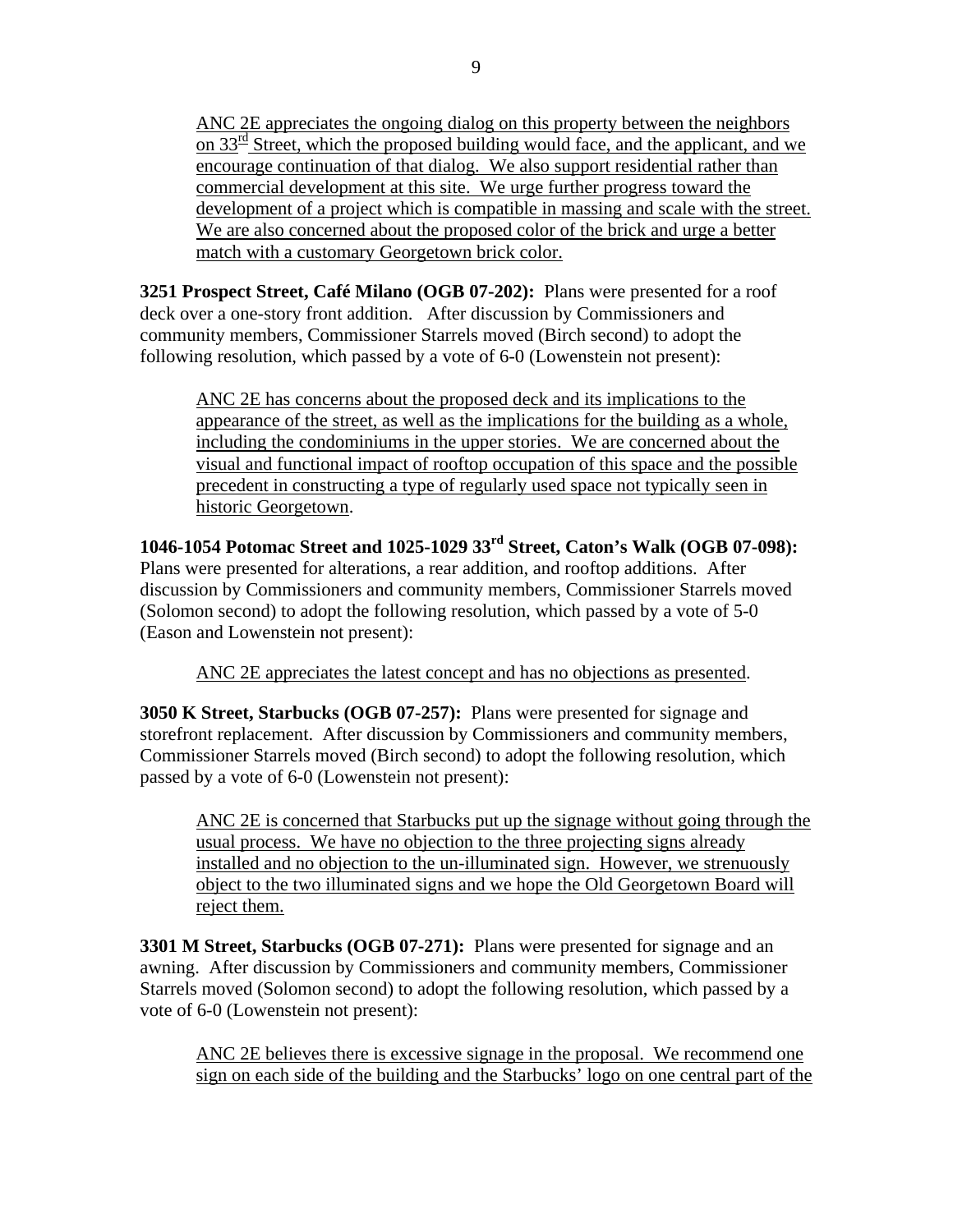ANC 2E appreciates the ongoing dialog on this property between the neighbors on 33rd Street, which the proposed building would face, and the applicant, and we encourage continuation of that dialog. We also support residential rather than commercial development at this site. We urge further progress toward the development of a project which is compatible in massing and scale with the street. We are also concerned about the proposed color of the brick and urge a better match with a customary Georgetown brick color.

**3251 Prospect Street, Café Milano (OGB 07-202):** Plans were presented for a roof deck over a one-story front addition. After discussion by Commissioners and community members, Commissioner Starrels moved (Birch second) to adopt the following resolution, which passed by a vote of 6-0 (Lowenstein not present):

ANC 2E has concerns about the proposed deck and its implications to the appearance of the street, as well as the implications for the building as a whole, including the condominiums in the upper stories. We are concerned about the visual and functional impact of rooftop occupation of this space and the possible precedent in constructing a type of regularly used space not typically seen in historic Georgetown.

**1046-1054 Potomac Street and 1025-1029 33rd Street, Caton's Walk (OGB 07-098):** Plans were presented for alterations, a rear addition, and rooftop additions. After discussion by Commissioners and community members, Commissioner Starrels moved (Solomon second) to adopt the following resolution, which passed by a vote of 5-0 (Eason and Lowenstein not present):

ANC 2E appreciates the latest concept and has no objections as presented.

**3050 K Street, Starbucks (OGB 07-257):** Plans were presented for signage and storefront replacement. After discussion by Commissioners and community members, Commissioner Starrels moved (Birch second) to adopt the following resolution, which passed by a vote of 6-0 (Lowenstein not present):

ANC 2E is concerned that Starbucks put up the signage without going through the usual process. We have no objection to the three projecting signs already installed and no objection to the un-illuminated sign. However, we strenuously object to the two illuminated signs and we hope the Old Georgetown Board will reject them.

**3301 M Street, Starbucks (OGB 07-271):** Plans were presented for signage and an awning. After discussion by Commissioners and community members, Commissioner Starrels moved (Solomon second) to adopt the following resolution, which passed by a vote of 6-0 (Lowenstein not present):

ANC 2E believes there is excessive signage in the proposal. We recommend one sign on each side of the building and the Starbucks' logo on one central part of the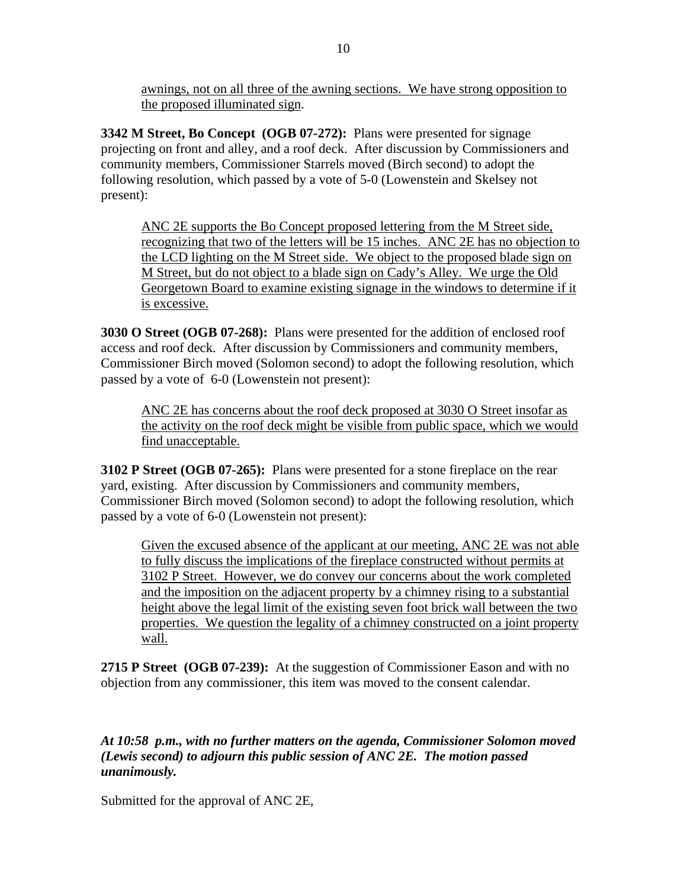awnings, not on all three of the awning sections. We have strong opposition to the proposed illuminated sign.

**3342 M Street, Bo Concept (OGB 07-272):** Plans were presented for signage projecting on front and alley, and a roof deck. After discussion by Commissioners and community members, Commissioner Starrels moved (Birch second) to adopt the following resolution, which passed by a vote of 5-0 (Lowenstein and Skelsey not present):

> ANC 2E supports the Bo Concept proposed lettering from the M Street side, recognizing that two of the letters will be 15 inches. ANC 2E has no objection to the LCD lighting on the M Street side. We object to the proposed blade sign on M Street, but do not object to a blade sign on Cady's Alley. We urge the Old Georgetown Board to examine existing signage in the windows to determine if it is excessive.

**3030 O Street (OGB 07-268):** Plans were presented for the addition of enclosed roof access and roof deck. After discussion by Commissioners and community members, Commissioner Birch moved (Solomon second) to adopt the following resolution, which passed by a vote of 6-0 (Lowenstein not present):

> ANC 2E has concerns about the roof deck proposed at 3030 O Street insofar as the activity on the roof deck might be visible from public space, which we would find unacceptable.

**3102 P Street (OGB 07-265):** Plans were presented for a stone fireplace on the rear yard, existing. After discussion by Commissioners and community members, Commissioner Birch moved (Solomon second) to adopt the following resolution, which passed by a vote of 6-0 (Lowenstein not present):

> Given the excused absence of the applicant at our meeting, ANC 2E was not able to fully discuss the implications of the fireplace constructed without permits at 3102 P Street. However, we do convey our concerns about the work completed and the imposition on the adjacent property by a chimney rising to a substantial height above the legal limit of the existing seven foot brick wall between the two properties. We question the legality of a chimney constructed on a joint property wall.

**2715 P Street (OGB 07-239):** At the suggestion of Commissioner Eason and with no objection from any commissioner, this item was moved to the consent calendar.

***At 10:58 p.m., with no further matters on the agenda, Commissioner Solomon moved (Lewis second) to adjourn this public session of ANC 2E. The motion passed unanimously.***

Submitted for the approval of ANC 2E,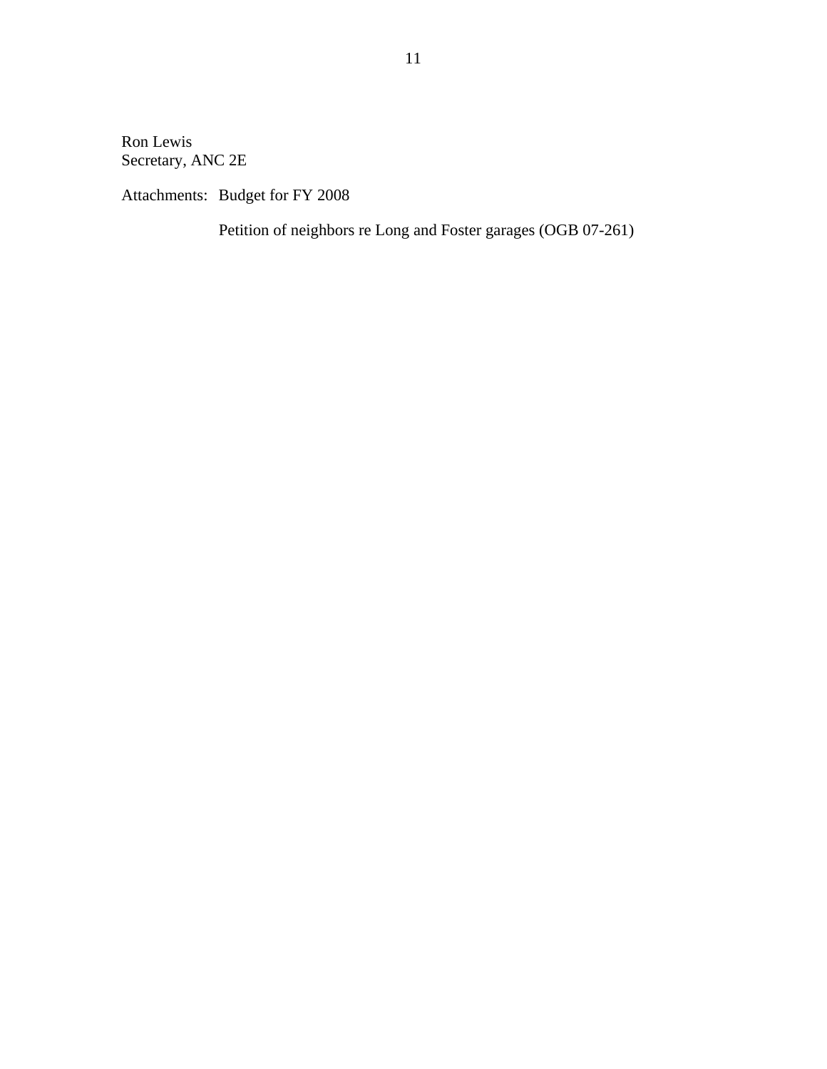Ron Lewis
Secretary, ANC 2E

Attachments: Budget for FY 2008

Petition of neighbors re Long and Foster garages (OGB 07-261)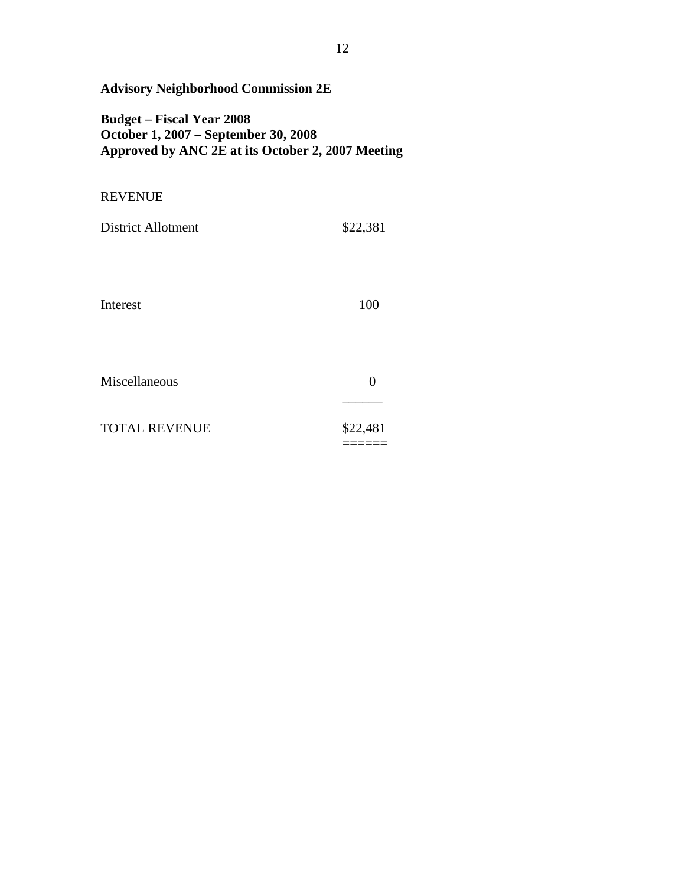**Advisory Neighborhood Commission 2E**

**Budget – Fiscal Year 2008**
**October 1, 2007 – September 30, 2008**
**Approved by ANC 2E at its October 2, 2007 Meeting**

<u>REVENUE</u>

| | |
|---|---|
| District Allotment | $22,381 |
| Interest | 100 |
| Miscellaneous | 0 |
| TOTAL REVENUE | $22,481 |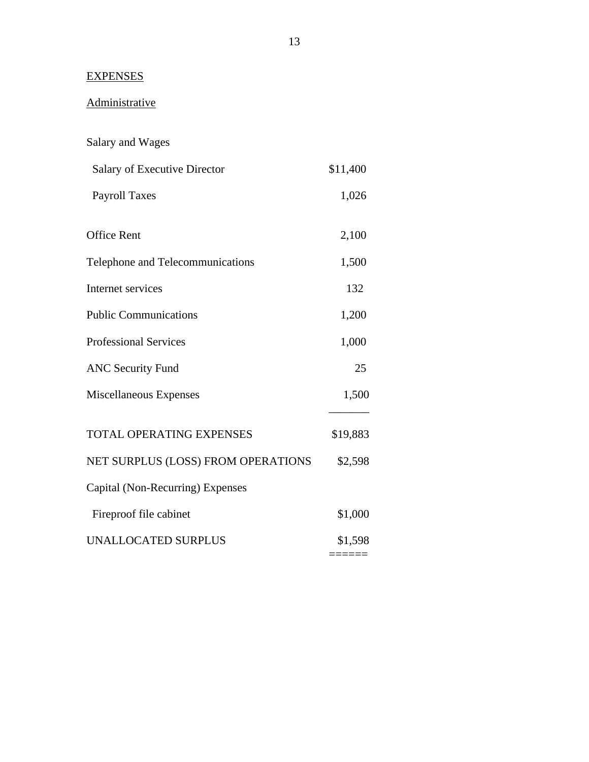EXPENSES

Administrative

| | |
|---|---|
| Salary and Wages | |
| Salary of Executive Director | $11,400 |
| Payroll Taxes | 1,026 |
| Office Rent | 2,100 |
| Telephone and Telecommunications | 1,500 |
| Internet services | 132 |
| Public Communications | 1,200 |
| Professional Services | 1,000 |
| ANC Security Fund | 25 |
| Miscellaneous Expenses | 1,500 |
| TOTAL OPERATING EXPENSES | $19,883 |
| NET SURPLUS (LOSS) FROM OPERATIONS | $2,598 |
| Capital (Non-Recurring) Expenses | |
| Fireproof file cabinet | $1,000 |
| UNALLOCATED SURPLUS | $1,598 |